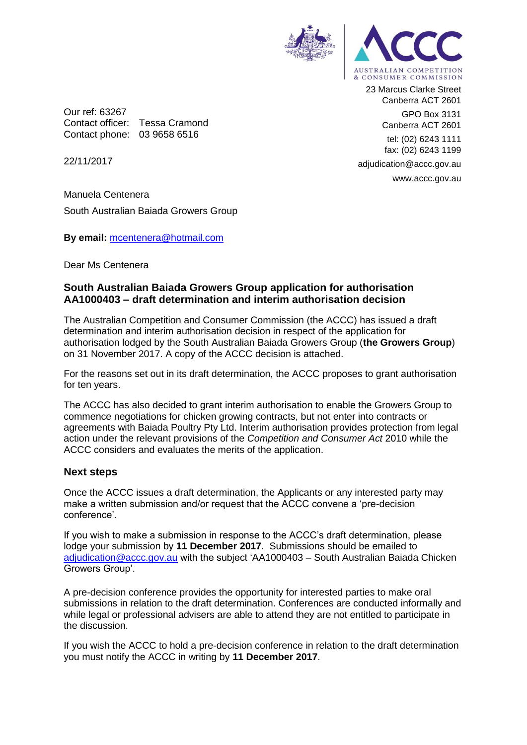AUSTRALIAN COMPETITION & CONSUMER COMMISSION

23 Marcus Clarke Street
Canberra ACT 2601

GPO Box 3131
Canberra ACT 2601

tel: (02) 6243 1111
fax: (02) 6243 1199

adjudication@accc.gov.au

www.accc.gov.au

Our ref: 63267
Contact officer: Tessa Cramond
Contact phone: 03 9658 6516

22/11/2017

Manuela Centenera

South Australian Baiada Growers Group

**By email:** mcentenera@hotmail.com

Dear Ms Centenera

**South Australian Baiada Growers Group application for authorisation AA1000403 – draft determination and interim authorisation decision**

The Australian Competition and Consumer Commission (the ACCC) has issued a draft determination and interim authorisation decision in respect of the application for authorisation lodged by the South Australian Baiada Growers Group (**the Growers Group**) on 31 November 2017. A copy of the ACCC decision is attached.

For the reasons set out in its draft determination, the ACCC proposes to grant authorisation for ten years.

The ACCC has also decided to grant interim authorisation to enable the Growers Group to commence negotiations for chicken growing contracts, but not enter into contracts or agreements with Baiada Poultry Pty Ltd. Interim authorisation provides protection from legal action under the relevant provisions of the *Competition and Consumer Act* 2010 while the ACCC considers and evaluates the merits of the application.

## Next steps

Once the ACCC issues a draft determination, the Applicants or any interested party may make a written submission and/or request that the ACCC convene a 'pre-decision conference'.

If you wish to make a submission in response to the ACCC's draft determination, please lodge your submission by **11 December 2017**. Submissions should be emailed to adjudication@accc.gov.au with the subject 'AA1000403 – South Australian Baiada Chicken Growers Group'.

A pre-decision conference provides the opportunity for interested parties to make oral submissions in relation to the draft determination. Conferences are conducted informally and while legal or professional advisers are able to attend they are not entitled to participate in the discussion.

If you wish the ACCC to hold a pre-decision conference in relation to the draft determination you must notify the ACCC in writing by **11 December 2017**.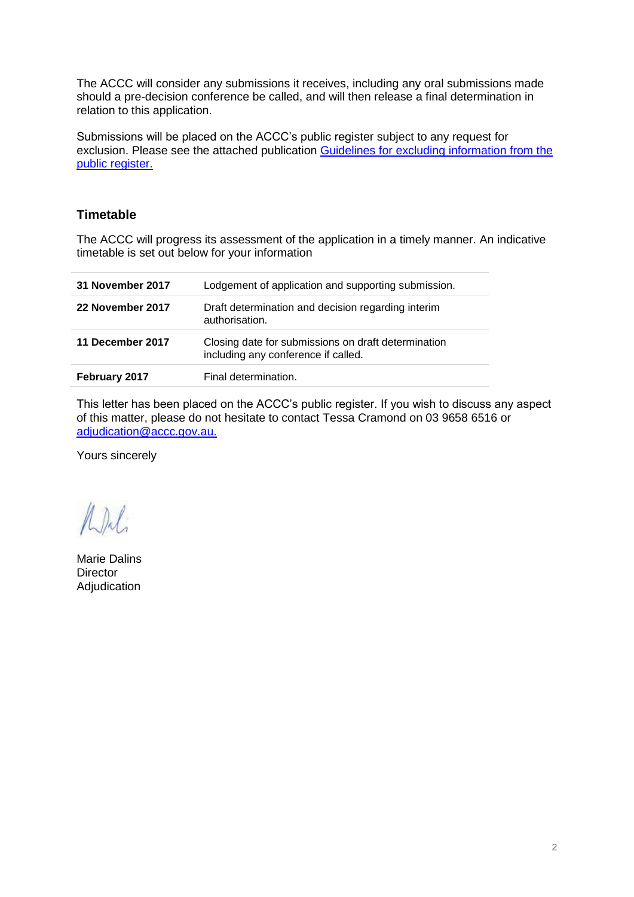The ACCC will consider any submissions it receives, including any oral submissions made should a pre-decision conference be called, and will then release a final determination in relation to this application.

Submissions will be placed on the ACCC's public register subject to any request for exclusion. Please see the attached publication [Guidelines for excluding information from the public register.]()

### Timetable

The ACCC will progress its assessment of the application in a timely manner. An indicative timetable is set out below for your information

| | |
|---|---|
| **31 November 2017** | Lodgement of application and supporting submission. |
| **22 November 2017** | Draft determination and decision regarding interim authorisation. |
| **11 December 2017** | Closing date for submissions on draft determination including any conference if called. |
| **February 2017** | Final determination. |

This letter has been placed on the ACCC's public register. If you wish to discuss any aspect of this matter, please do not hesitate to contact Tessa Cramond on 03 9658 6516 or [adjudication@accc.gov.au.](mailto:adjudication@accc.gov.au)

Yours sincerely

Marie Dalins
Director
Adjudication